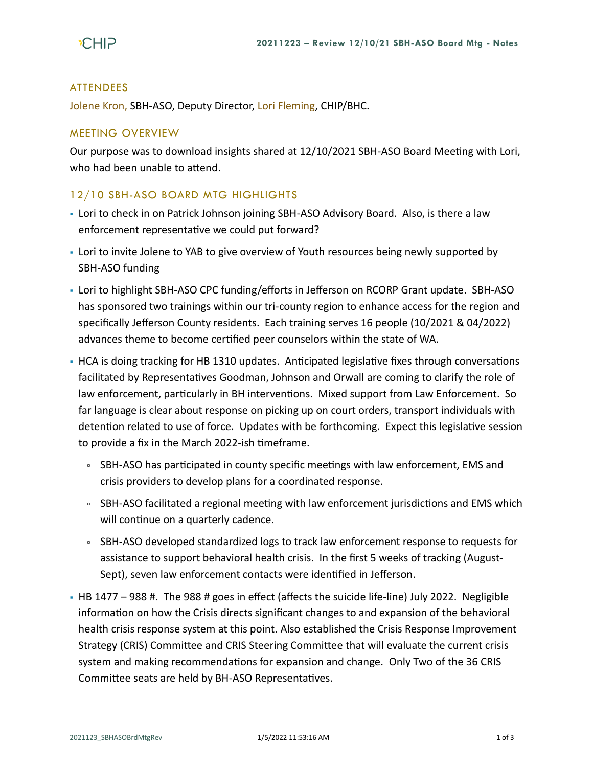## ATTENDEES

Jolene Kron, SBH-ASO, Deputy Director, Lori Fleming, CHIP/BHC.

## MEETING OVERVIEW

Our purpose was to download insights shared at 12/10/2021 SBH-ASO Board Meeting with Lori, who had been unable to attend.

## 12/10 SBH-ASO BOARD MTG HIGHLIGHTS

- Lori to check in on Patrick Johnson joining SBH-ASO Advisory Board. Also, is there a law enforcement representative we could put forward?
- Lori to invite Jolene to YAB to give overview of Youth resources being newly supported by SBH-ASO funding
- Lori to highlight SBH-ASO CPC funding/efforts in Jefferson on RCORP Grant update. SBH-ASO has sponsored two trainings within our tri-county region to enhance access for the region and specifically Jefferson County residents. Each training serves 16 people (10/2021 & 04/2022) advances theme to become certified peer counselors within the state of WA.
- HCA is doing tracking for HB 1310 updates. Anticipated legislative fixes through conversations facilitated by Representatives Goodman, Johnson and Orwall are coming to clarify the role of law enforcement, particularly in BH interventions. Mixed support from Law Enforcement. So far language is clear about response on picking up on court orders, transport individuals with detention related to use of force. Updates with be forthcoming. Expect this legislative session to provide a fix in the March 2022-ish timeframe.
  - SBH-ASO has participated in county specific meetings with law enforcement, EMS and crisis providers to develop plans for a coordinated response.
  - SBH-ASO facilitated a regional meeting with law enforcement jurisdictions and EMS which will continue on a quarterly cadence.
  - SBH-ASO developed standardized logs to track law enforcement response to requests for assistance to support behavioral health crisis. In the first 5 weeks of tracking (August-Sept), seven law enforcement contacts were identified in Jefferson.
- HB 1477 – 988 #. The 988 # goes in effect (affects the suicide life-line) July 2022. Negligible information on how the Crisis directs significant changes to and expansion of the behavioral health crisis response system at this point. Also established the Crisis Response Improvement Strategy (CRIS) Committee and CRIS Steering Committee that will evaluate the current crisis system and making recommendations for expansion and change. Only Two of the 36 CRIS Committee seats are held by BH-ASO Representatives.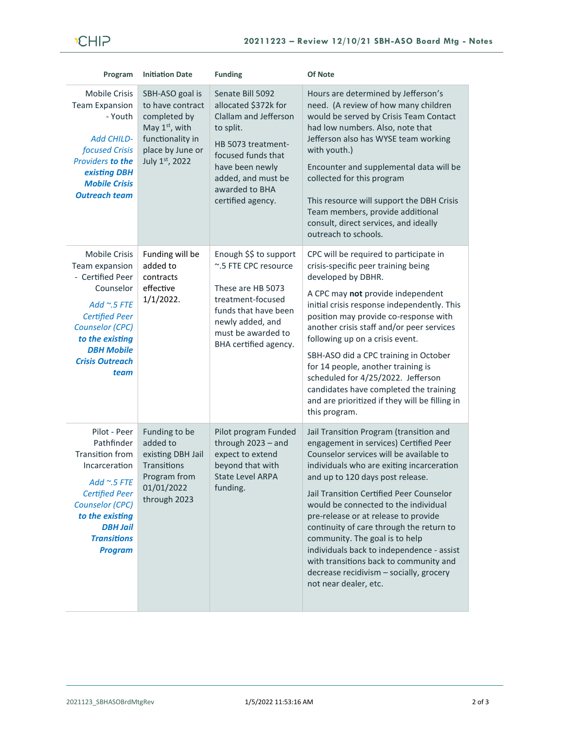| Program | Initiation Date | Funding | Of Note |
|---|---|---|---|
| Mobile Crisis Team Expansion - Youth<br><br>*Add CHILD-focused Crisis Providers* ***to the existing DBH Mobile Crisis Outreach team*** | SBH-ASO goal is to have contract completed by May 1st, with functionality in place by June or July 1st, 2022 | Senate Bill 5092 allocated $372k for Clallam and Jefferson to split.<br><br>HB 5073 treatment-focused funds that have been newly added, and must be awarded to BHA certified agency. | Hours are determined by Jefferson's need. (A review of how many children would be served by Crisis Team Contact had low numbers. Also, note that Jefferson also has WYSE team working with youth.)<br><br>Encounter and supplemental data will be collected for this program<br><br>This resource will support the DBH Crisis Team members, provide additional consult, direct services, and ideally outreach to schools. |
| Mobile Crisis Team expansion - Certified Peer Counselor<br><br>*Add ~.5 FTE Certified Peer Counselor (CPC)* ***to the existing DBH Mobile Crisis Outreach team*** | Funding will be added to contracts effective 1/1/2022. | Enough $$ to support ~.5 FTE CPC resource<br><br>These are HB 5073 treatment-focused funds that have been newly added, and must be awarded to BHA certified agency. | CPC will be required to participate in crisis-specific peer training being developed by DBHR.<br><br>A CPC may **not** provide independent initial crisis response independently. This position may provide co-response with another crisis staff and/or peer services following up on a crisis event.<br><br>SBH-ASO did a CPC training in October for 14 people, another training is scheduled for 4/25/2022. Jefferson candidates have completed the training and are prioritized if they will be filling in this program. |
| Pilot - Peer Pathfinder Transition from Incarceration<br><br>*Add ~.5 FTE Certified Peer Counselor (CPC)* ***to the existing DBH Jail Transitions Program*** | Funding to be added to existing DBH Jail Transitions Program from 01/01/2022 through 2023 | Pilot program Funded through 2023 – and expect to extend beyond that with State Level ARPA funding. | Jail Transition Program (transition and engagement in services) Certified Peer Counselor services will be available to individuals who are exiting incarceration and up to 120 days post release.<br><br>Jail Transition Certified Peer Counselor would be connected to the individual pre-release or at release to provide continuity of care through the return to community. The goal is to help individuals back to independence - assist with transitions back to community and decrease recidivism – socially, grocery not near dealer, etc. |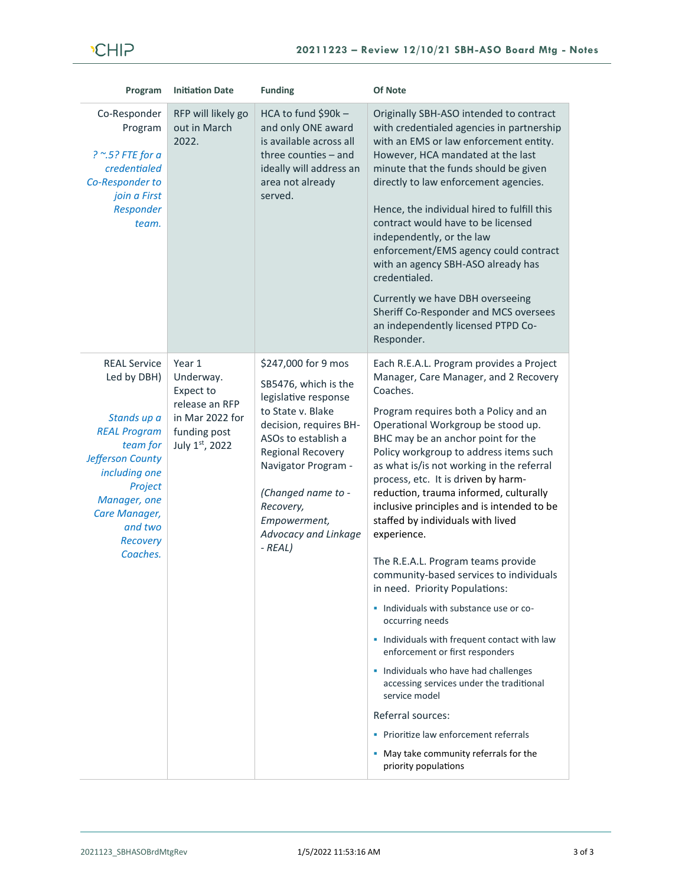| Program | Initiation Date | Funding | Of Note |
|---|---|---|---|
| Co-Responder Program<br><br>*? ~.5? FTE for a credentialed Co-Responder to join a First Responder team.* | RFP will likely go out in March 2022. | HCA to fund $90k – and only ONE award is available across all three counties – and ideally will address an area not already served. | Originally SBH-ASO intended to contract with credentialed agencies in partnership with an EMS or law enforcement entity. However, HCA mandated at the last minute that the funds should be given directly to law enforcement agencies.<br><br>Hence, the individual hired to fulfill this contract would have to be licensed independently, or the law enforcement/EMS agency could contract with an agency SBH-ASO already has credentialed.<br><br>Currently we have DBH overseeing Sheriff Co-Responder and MCS oversees an independently licensed PTPD Co-Responder. |
| REAL Service Led by DBH)<br><br>*Stands up a REAL Program team for Jefferson County including one Project Manager, one Care Manager, and two Recovery Coaches.* | Year 1 Underway. Expect to release an RFP in Mar 2022 for funding post July 1st, 2022 | $247,000 for 9 mos<br><br>SB5476, which is the legislative response to State v. Blake decision, requires BH-ASOs to establish a Regional Recovery Navigator Program -<br><br>*(Changed name to - Recovery, Empowerment, Advocacy and Linkage - REAL)* | Each R.E.A.L. Program provides a Project Manager, Care Manager, and 2 Recovery Coaches.<br><br>Program requires both a Policy and an Operational Workgroup be stood up. BHC may be an anchor point for the Policy workgroup to address items such as what is/is not working in the referral process, etc. It is driven by harm-reduction, trauma informed, culturally inclusive principles and is intended to be staffed by individuals with lived experience.<br><br>The R.E.A.L. Program teams provide community-based services to individuals in need. Priority Populations:<br>- Individuals with substance use or co-occurring needs<br>- Individuals with frequent contact with law enforcement or first responders<br>- Individuals who have had challenges accessing services under the traditional service model<br><br>Referral sources:<br>- Prioritize law enforcement referrals<br>- May take community referrals for the priority populations |